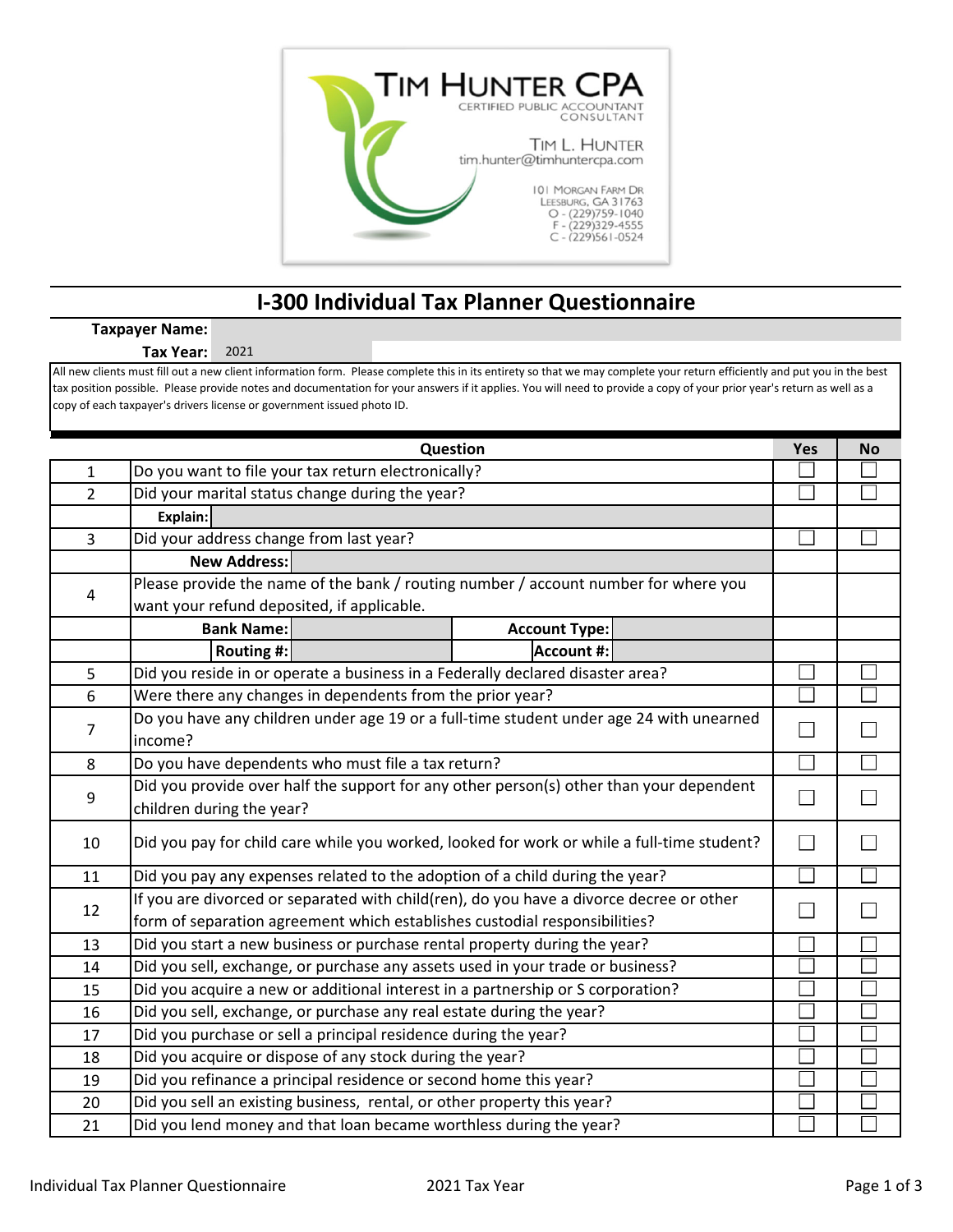**TIM HUNTER CPA**
CERTIFIED PUBLIC ACCOUNTANT
CONSULTANT

TIM L. HUNTER
tim.hunter@timhuntercpa.com

101 MORGAN FARM DR
LEESBURG, GA 31763
O - (229)759-1040
F - (229)329-4555
C - (229)561-0524

# I-300 Individual Tax Planner Questionnaire

**Taxpayer Name:**

**Tax Year:** 2021

All new clients must fill out a new client information form. Please complete this in its entirety so that we may complete your return efficiently and put you in the best tax position possible. Please provide notes and documentation for your answers if it applies. You will need to provide a copy of your prior year's return as well as a copy of each taxpayer's drivers license or government issued photo ID.

| | Question | Yes | No |
|---|---|---|---|
| 1 | Do you want to file your tax return electronically? | ☐ | ☐ |
| 2 | Did your marital status change during the year? | ☐ | ☐ |
| | **Explain:** | | |
| 3 | Did your address change from last year? | ☐ | ☐ |
| | **New Address:** | | |
| 4 | Please provide the name of the bank / routing number / account number for where you want your refund deposited, if applicable. | | |
| | **Bank Name:** &nbsp;&nbsp;&nbsp; **Account Type:** | | |
| | **Routing #:** &nbsp;&nbsp;&nbsp; **Account #:** | | |
| 5 | Did you reside in or operate a business in a Federally declared disaster area? | ☐ | ☐ |
| 6 | Were there any changes in dependents from the prior year? | ☐ | ☐ |
| 7 | Do you have any children under age 19 or a full-time student under age 24 with unearned income? | ☐ | ☐ |
| 8 | Do you have dependents who must file a tax return? | ☐ | ☐ |
| 9 | Did you provide over half the support for any other person(s) other than your dependent children during the year? | ☐ | ☐ |
| 10 | Did you pay for child care while you worked, looked for work or while a full-time student? | ☐ | ☐ |
| 11 | Did you pay any expenses related to the adoption of a child during the year? | ☐ | ☐ |
| 12 | If you are divorced or separated with child(ren), do you have a divorce decree or other form of separation agreement which establishes custodial responsibilities? | ☐ | ☐ |
| 13 | Did you start a new business or purchase rental property during the year? | ☐ | ☐ |
| 14 | Did you sell, exchange, or purchase any assets used in your trade or business? | ☐ | ☐ |
| 15 | Did you acquire a new or additional interest in a partnership or S corporation? | ☐ | ☐ |
| 16 | Did you sell, exchange, or purchase any real estate during the year? | ☐ | ☐ |
| 17 | Did you purchase or sell a principal residence during the year? | ☐ | ☐ |
| 18 | Did you acquire or dispose of any stock during the year? | ☐ | ☐ |
| 19 | Did you refinance a principal residence or second home this year? | ☐ | ☐ |
| 20 | Did you sell an existing business, rental, or other property this year? | ☐ | ☐ |
| 21 | Did you lend money and that loan became worthless during the year? | ☐ | ☐ |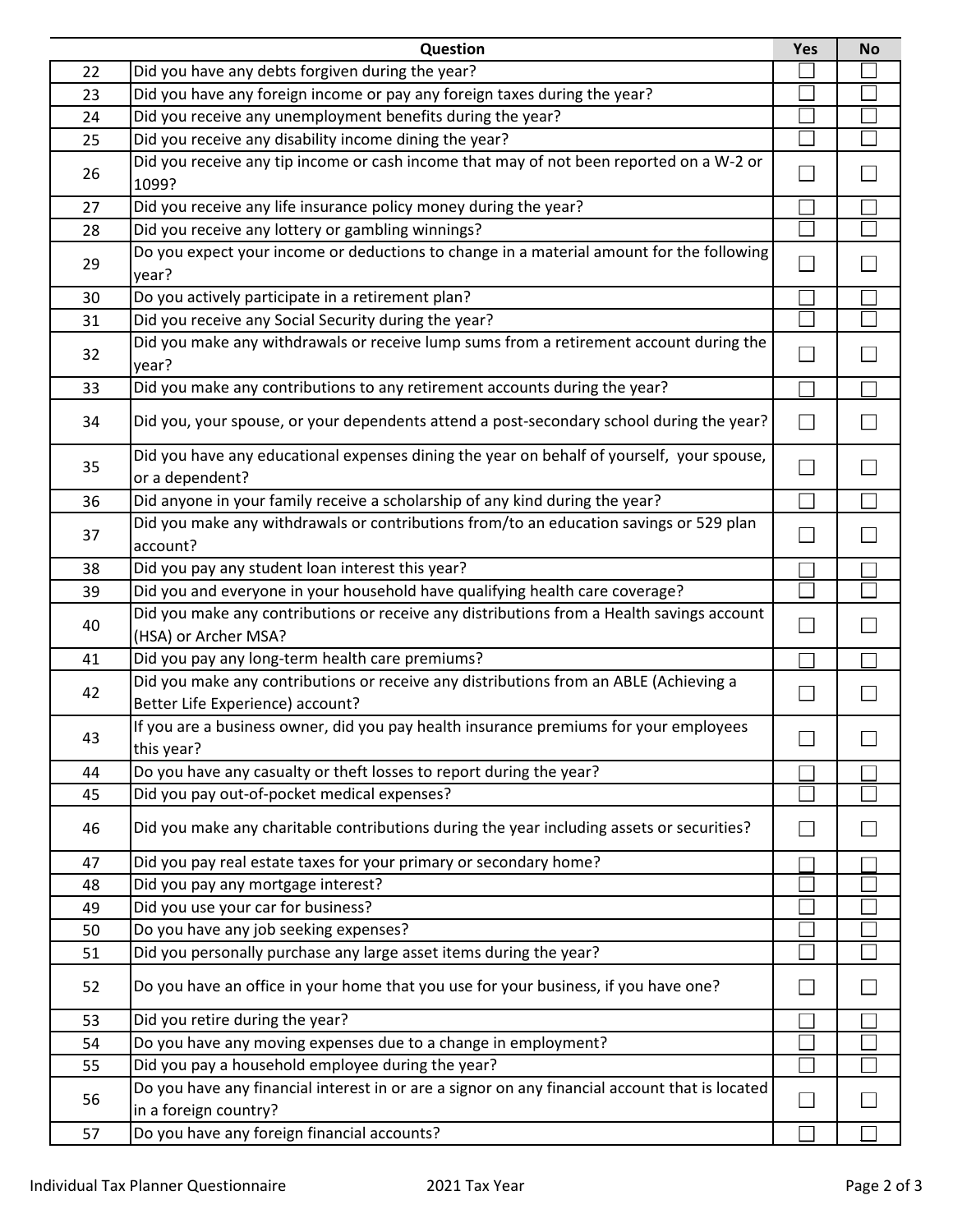| | Question | Yes | No |
|---|---|---|---|
| 22 | Did you have any debts forgiven during the year? | ☐ | ☐ |
| 23 | Did you have any foreign income or pay any foreign taxes during the year? | ☐ | ☐ |
| 24 | Did you receive any unemployment benefits during the year? | ☐ | ☐ |
| 25 | Did you receive any disability income dining the year? | ☐ | ☐ |
| 26 | Did you receive any tip income or cash income that may of not been reported on a W-2 or 1099? | ☐ | ☐ |
| 27 | Did you receive any life insurance policy money during the year? | ☐ | ☐ |
| 28 | Did you receive any lottery or gambling winnings? | ☐ | ☐ |
| 29 | Do you expect your income or deductions to change in a material amount for the following year? | ☐ | ☐ |
| 30 | Do you actively participate in a retirement plan? | ☐ | ☐ |
| 31 | Did you receive any Social Security during the year? | ☐ | ☐ |
| 32 | Did you make any withdrawals or receive lump sums from a retirement account during the year? | ☐ | ☐ |
| 33 | Did you make any contributions to any retirement accounts during the year? | ☐ | ☐ |
| 34 | Did you, your spouse, or your dependents attend a post-secondary school during the year? | ☐ | ☐ |
| 35 | Did you have any educational expenses dining the year on behalf of yourself, your spouse, or a dependent? | ☐ | ☐ |
| 36 | Did anyone in your family receive a scholarship of any kind during the year? | ☐ | ☐ |
| 37 | Did you make any withdrawals or contributions from/to an education savings or 529 plan account? | ☐ | ☐ |
| 38 | Did you pay any student loan interest this year? | ☐ | ☐ |
| 39 | Did you and everyone in your household have qualifying health care coverage? | ☐ | ☐ |
| 40 | Did you make any contributions or receive any distributions from a Health savings account (HSA) or Archer MSA? | ☐ | ☐ |
| 41 | Did you pay any long-term health care premiums? | ☐ | ☐ |
| 42 | Did you make any contributions or receive any distributions from an ABLE (Achieving a Better Life Experience) account? | ☐ | ☐ |
| 43 | If you are a business owner, did you pay health insurance premiums for your employees this year? | ☐ | ☐ |
| 44 | Do you have any casualty or theft losses to report during the year? | ☐ | ☐ |
| 45 | Did you pay out-of-pocket medical expenses? | ☐ | ☐ |
| 46 | Did you make any charitable contributions during the year including assets or securities? | ☐ | ☐ |
| 47 | Did you pay real estate taxes for your primary or secondary home? | ☐ | ☐ |
| 48 | Did you pay any mortgage interest? | ☐ | ☐ |
| 49 | Did you use your car for business? | ☐ | ☐ |
| 50 | Do you have any job seeking expenses? | ☐ | ☐ |
| 51 | Did you personally purchase any large asset items during the year? | ☐ | ☐ |
| 52 | Do you have an office in your home that you use for your business, if you have one? | ☐ | ☐ |
| 53 | Did you retire during the year? | ☐ | ☐ |
| 54 | Do you have any moving expenses due to a change in employment? | ☐ | ☐ |
| 55 | Did you pay a household employee during the year? | ☐ | ☐ |
| 56 | Do you have any financial interest in or are a signor on any financial account that is located in a foreign country? | ☐ | ☐ |
| 57 | Do you have any foreign financial accounts? | ☐ | ☐ |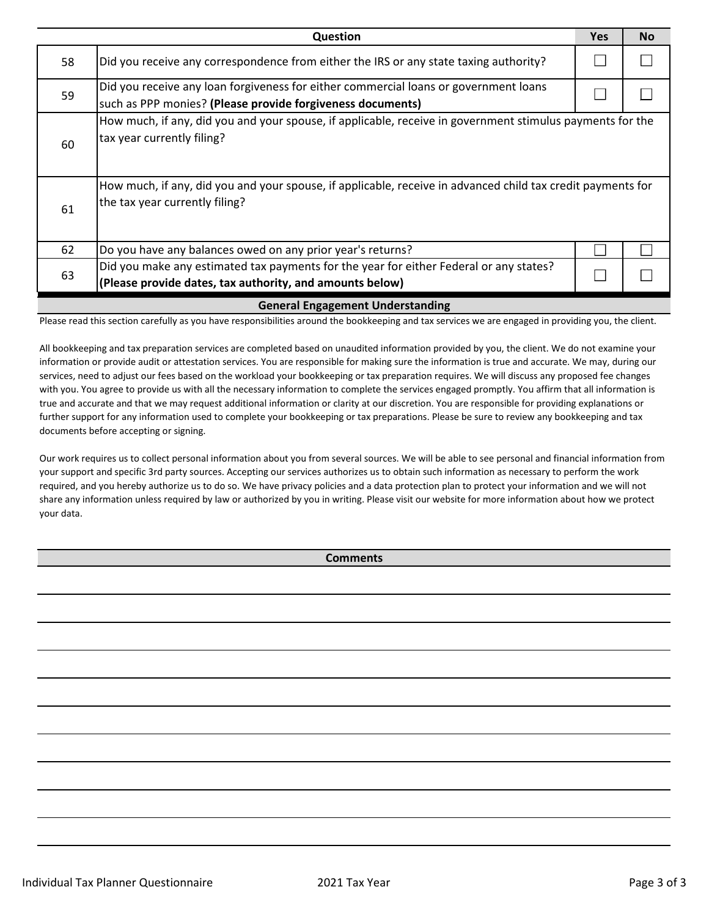| | Question | Yes | No |
|---|---|---|---|
| 58 | Did you receive any correspondence from either the IRS or any state taxing authority? | ☐ | ☐ |
| 59 | Did you receive any loan forgiveness for either commercial loans or government loans such as PPP monies? **(Please provide forgiveness documents)** | ☐ | ☐ |
| 60 | How much, if any, did you and your spouse, if applicable, receive in government stimulus payments for the tax year currently filing? | | |
| 61 | How much, if any, did you and your spouse, if applicable, receive in advanced child tax credit payments for the tax year currently filing? | | |
| 62 | Do you have any balances owed on any prior year's returns? | ☐ | ☐ |
| 63 | Did you make any estimated tax payments for the year for either Federal or any states? **(Please provide dates, tax authority, and amounts below)** | ☐ | ☐ |

## General Engagement Understanding

Please read this section carefully as you have responsibilities around the bookkeeping and tax services we are engaged in providing you, the client.

All bookkeeping and tax preparation services are completed based on unaudited information provided by you, the client. We do not examine your information or provide audit or attestation services. You are responsible for making sure the information is true and accurate. We may, during our services, need to adjust our fees based on the workload your bookkeeping or tax preparation requires. We will discuss any proposed fee changes with you. You agree to provide us with all the necessary information to complete the services engaged promptly. You affirm that all information is true and accurate and that we may request additional information or clarity at our discretion. You are responsible for providing explanations or further support for any information used to complete your bookkeeping or tax preparations. Please be sure to review any bookkeeping and tax documents before accepting or signing.

Our work requires us to collect personal information about you from several sources. We will be able to see personal and financial information from your support and specific 3rd party sources. Accepting our services authorizes us to obtain such information as necessary to perform the work required, and you hereby authorize us to do so. We have privacy policies and a data protection plan to protect your information and we will not share any information unless required by law or authorized by you in writing. Please visit our website for more information about how we protect your data.

## Comments